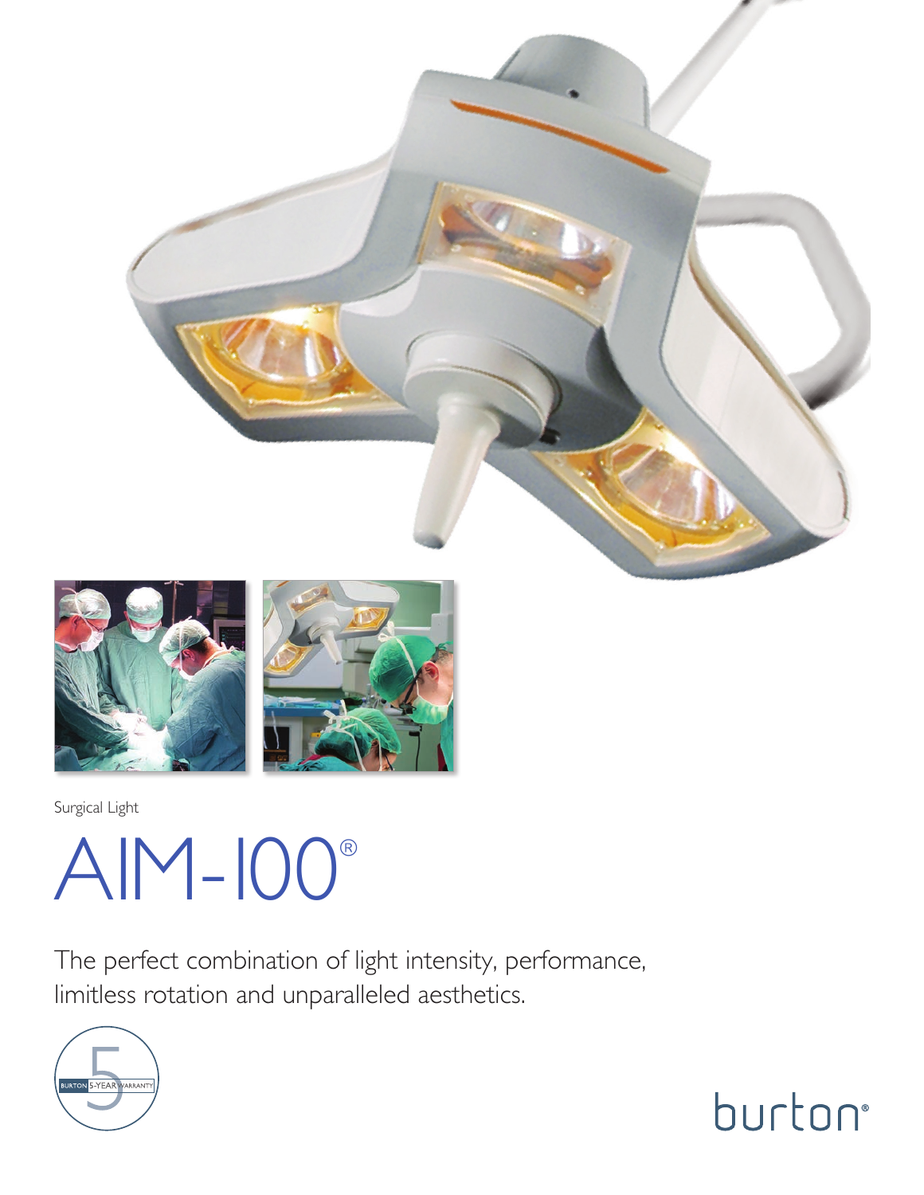Surgical Light

# AIM-100®

The perfect combination of light intensity, performance, limitless rotation and unparalleled aesthetics.

BURTON 5-YEAR WARRANTY

burton®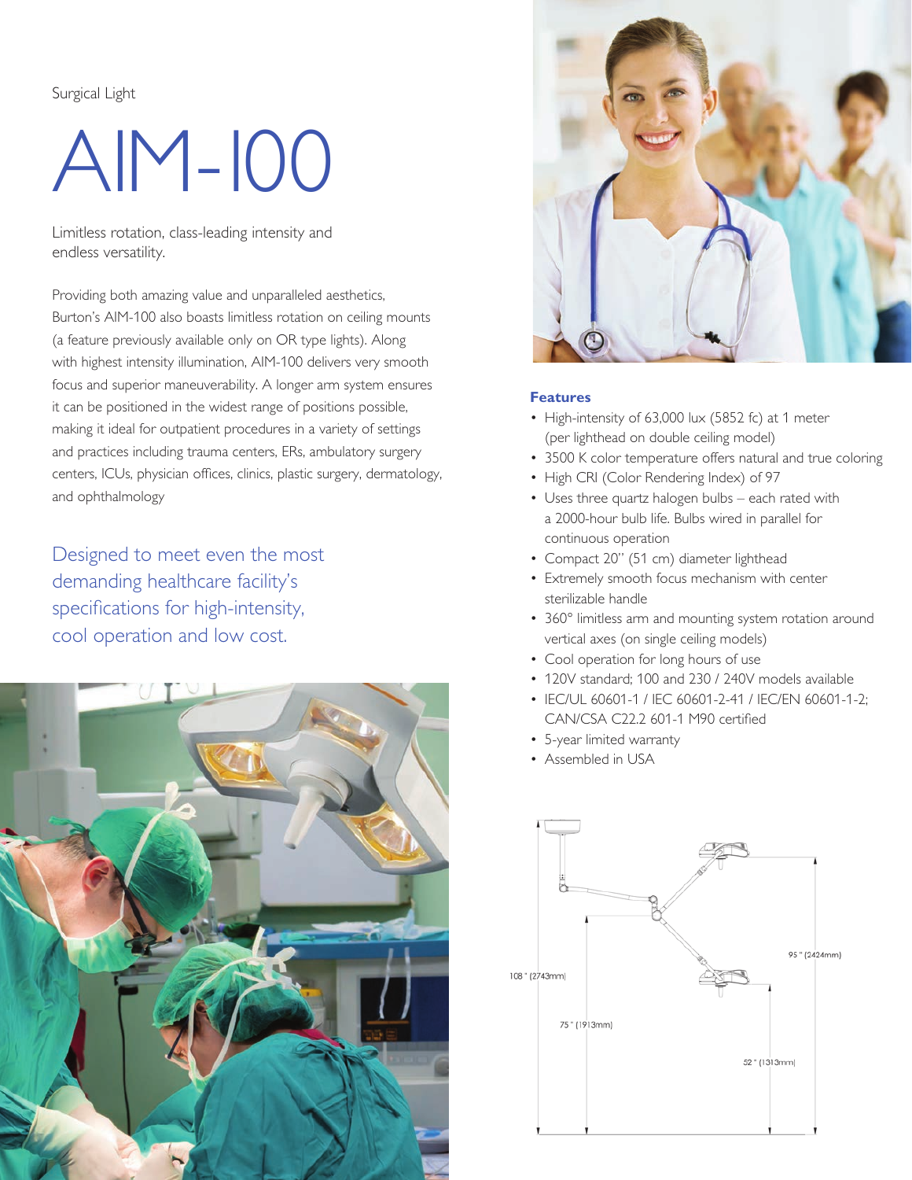Surgical Light

# AIM-100

Limitless rotation, class-leading intensity and endless versatility.

Providing both amazing value and unparalleled aesthetics, Burton's AIM-100 also boasts limitless rotation on ceiling mounts (a feature previously available only on OR type lights). Along with highest intensity illumination, AIM-100 delivers very smooth focus and superior maneuverability. A longer arm system ensures it can be positioned in the widest range of positions possible, making it ideal for outpatient procedures in a variety of settings and practices including trauma centers, ERs, ambulatory surgery centers, ICUs, physician offices, clinics, plastic surgery, dermatology, and ophthalmology

Designed to meet even the most demanding healthcare facility's specifications for high-intensity, cool operation and low cost.

### Features

- High-intensity of 63,000 lux (5852 fc) at 1 meter (per lighthead on double ceiling model)
- 3500 K color temperature offers natural and true coloring
- High CRI (Color Rendering Index) of 97
- Uses three quartz halogen bulbs – each rated with a 2000-hour bulb life. Bulbs wired in parallel for continuous operation
- Compact 20" (51 cm) diameter lighthead
- Extremely smooth focus mechanism with center sterilizable handle
- 360° limitless arm and mounting system rotation around vertical axes (on single ceiling models)
- Cool operation for long hours of use
- 120V standard; 100 and 230 / 240V models available
- IEC/UL 60601-1 / IEC 60601-2-41 / IEC/EN 60601-1-2; CAN/CSA C22.2 601-1 M90 certified
- 5-year limited warranty
- Assembled in USA

108" (2743mm)

75" (1913mm)

95" (2424mm)

52" (1313mm)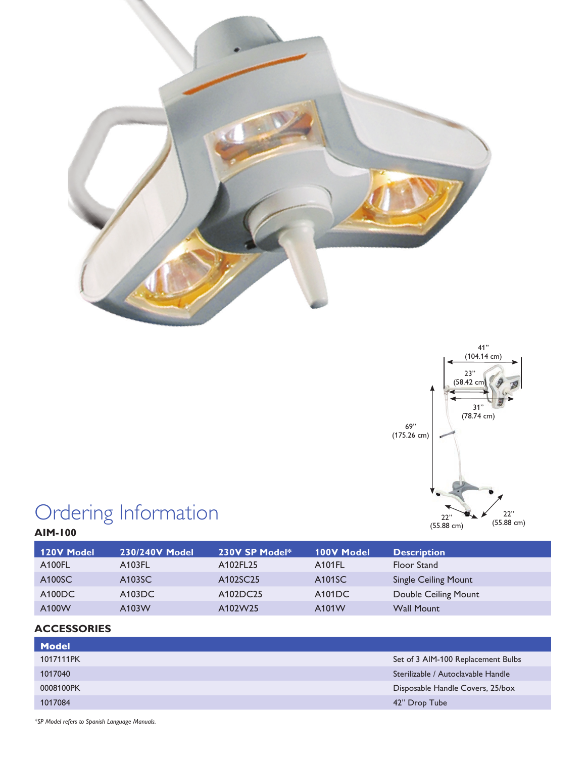# Ordering Information

**AIM-100**

| 120V Model | 230/240V Model | 230V SP Model* | 100V Model | Description |
|---|---|---|---|---|
| A100FL | A103FL | A102FL25 | A101FL | Floor Stand |
| A100SC | A103SC | A102SC25 | A101SC | Single Ceiling Mount |
| A100DC | A103DC | A102DC25 | A101DC | Double Ceiling Mount |
| A100W | A103W | A102W25 | A101W | Wall Mount |

**ACCESSORIES**

| Model | |
|---|---|
| 1017111PK | Set of 3 AIM-100 Replacement Bulbs |
| 1017040 | Sterilizable / Autoclavable Handle |
| 0008100PK | Disposable Handle Covers, 25/box |
| 1017084 | 42" Drop Tube |

*\*SP Model refers to Spanish Language Manuals.*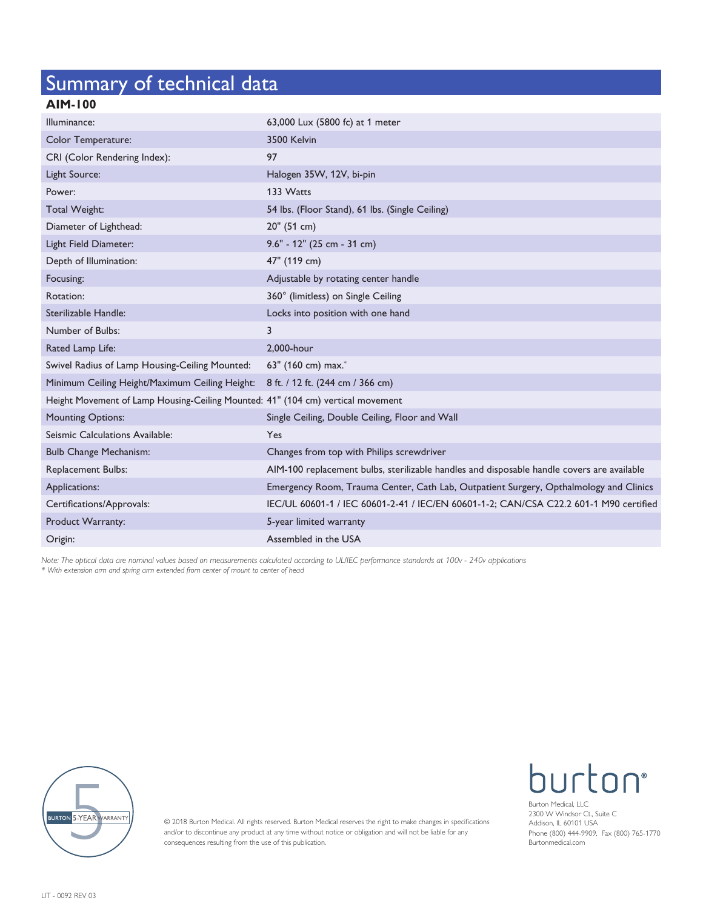# Summary of technical data

**AIM-100**

| | |
|---|---|
| Illuminance: | 63,000 Lux (5800 fc) at 1 meter |
| Color Temperature: | 3500 Kelvin |
| CRI (Color Rendering Index): | 97 |
| Light Source: | Halogen 35W, 12V, bi-pin |
| Power: | 133 Watts |
| Total Weight: | 54 lbs. (Floor Stand), 61 lbs. (Single Ceiling) |
| Diameter of Lighthead: | 20" (51 cm) |
| Light Field Diameter: | 9.6" - 12" (25 cm - 31 cm) |
| Depth of Illumination: | 47" (119 cm) |
| Focusing: | Adjustable by rotating center handle |
| Rotation: | 360° (limitless) on Single Ceiling |
| Sterilizable Handle: | Locks into position with one hand |
| Number of Bulbs: | 3 |
| Rated Lamp Life: | 2,000-hour |
| Swivel Radius of Lamp Housing-Ceiling Mounted: | 63" (160 cm) max.* |
| Minimum Ceiling Height/Maximum Ceiling Height: | 8 ft. / 12 ft. (244 cm / 366 cm) |
| Height Movement of Lamp Housing-Ceiling Mounted: | 41" (104 cm) vertical movement |
| Mounting Options: | Single Ceiling, Double Ceiling, Floor and Wall |
| Seismic Calculations Available: | Yes |
| Bulb Change Mechanism: | Changes from top with Philips screwdriver |
| Replacement Bulbs: | AIM-100 replacement bulbs, sterilizable handles and disposable handle covers are available |
| Applications: | Emergency Room, Trauma Center, Cath Lab, Outpatient Surgery, Opthalmology and Clinics |
| Certifications/Approvals: | IEC/UL 60601-1 / IEC 60601-2-41 / IEC/EN 60601-1-2; CAN/CSA C22.2 601-1 M90 certified |
| Product Warranty: | 5-year limited warranty |
| Origin: | Assembled in the USA |

*Note: The optical data are nominal values based on measurements calculated according to UL/IEC performance standards at 100v - 240v applications*

*\* With extension arm and spring arm extended from center of mount to center of head*

BURTON 5-YEAR WARRANTY

© 2018 Burton Medical. All rights reserved. Burton Medical reserves the right to make changes in specifications and/or to discontinue any product at any time without notice or obligation and will not be liable for any consequences resulting from the use of this publication.

burton®

Burton Medical, LLC
2300 W Windsor Ct., Suite C
Addison, IL 60101 USA
Phone (800) 444-9909, Fax (800) 765-1770
Burtonmedical.com

LIT - 0092 REV 03